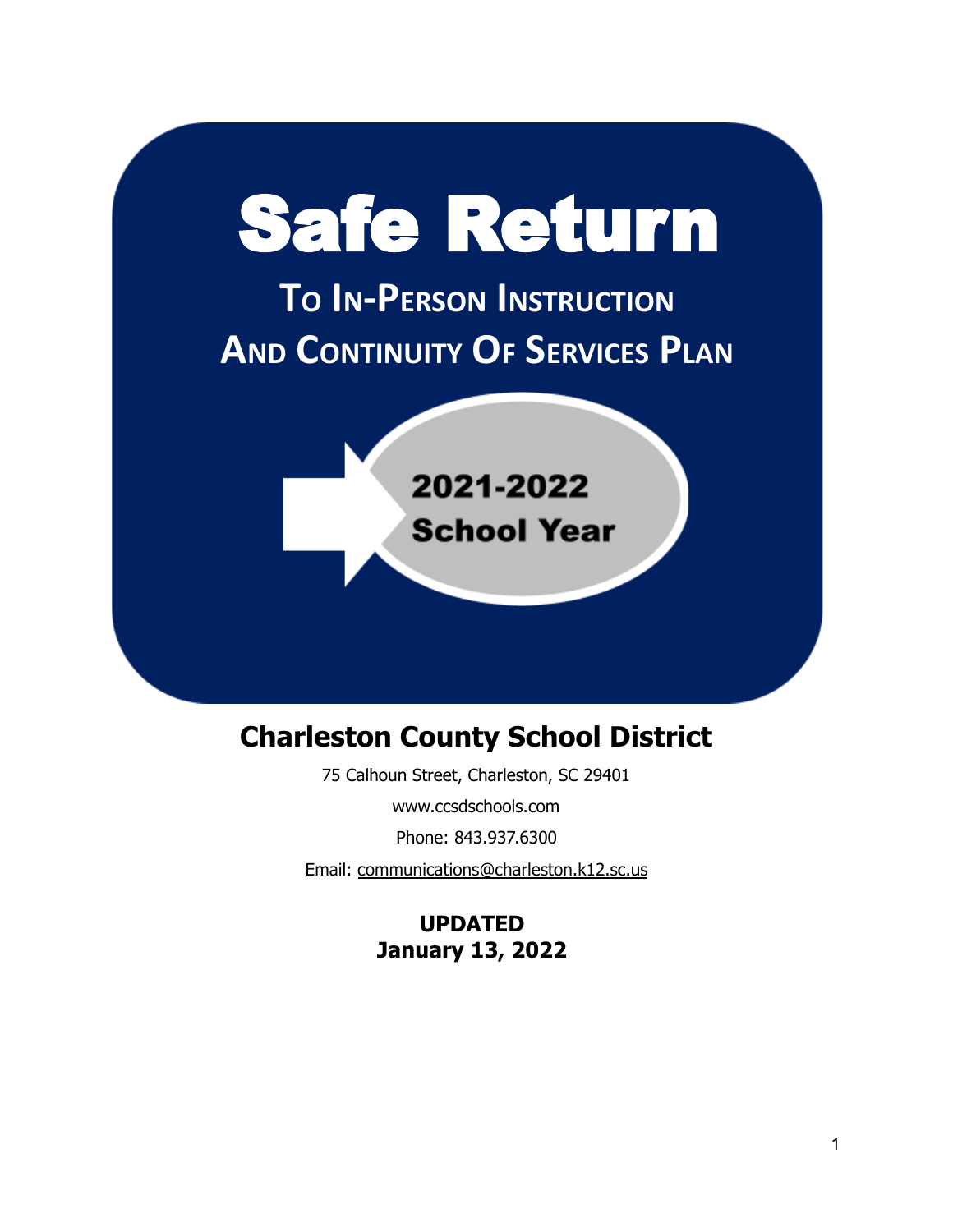# Safe Return

## To In-Person Instruction And Continuity Of Services Plan

**2021-2022 School Year**

## Charleston County School District

75 Calhoun Street, Charleston, SC 29401

www.ccsdschools.com

Phone: 843.937.6300

Email: communications@charleston.k12.sc.us

**UPDATED**
**January 13, 2022**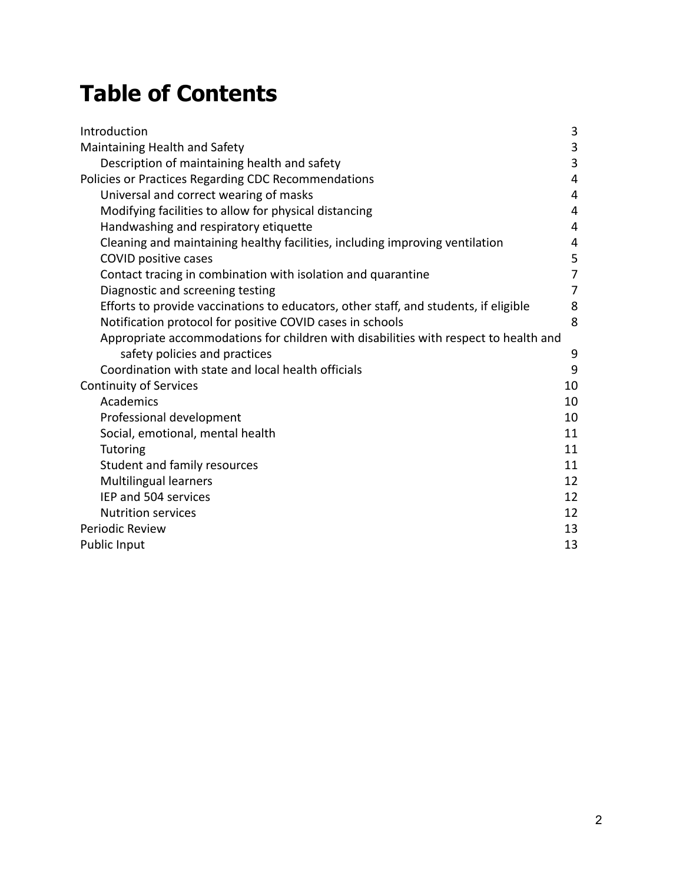# Table of Contents

- Introduction 3
- Maintaining Health and Safety 3
  - Description of maintaining health and safety 3
- Policies or Practices Regarding CDC Recommendations 4
  - Universal and correct wearing of masks 4
  - Modifying facilities to allow for physical distancing 4
  - Handwashing and respiratory etiquette 4
  - Cleaning and maintaining healthy facilities, including improving ventilation 4
  - COVID positive cases 5
  - Contact tracing in combination with isolation and quarantine 7
  - Diagnostic and screening testing 7
  - Efforts to provide vaccinations to educators, other staff, and students, if eligible 8
  - Notification protocol for positive COVID cases in schools 8
  - Appropriate accommodations for children with disabilities with respect to health and safety policies and practices 9
  - Coordination with state and local health officials 9
- Continuity of Services 10
  - Academics 10
  - Professional development 10
  - Social, emotional, mental health 11
  - Tutoring 11
  - Student and family resources 11
  - Multilingual learners 12
  - IEP and 504 services 12
  - Nutrition services 12
- Periodic Review 13
- Public Input 13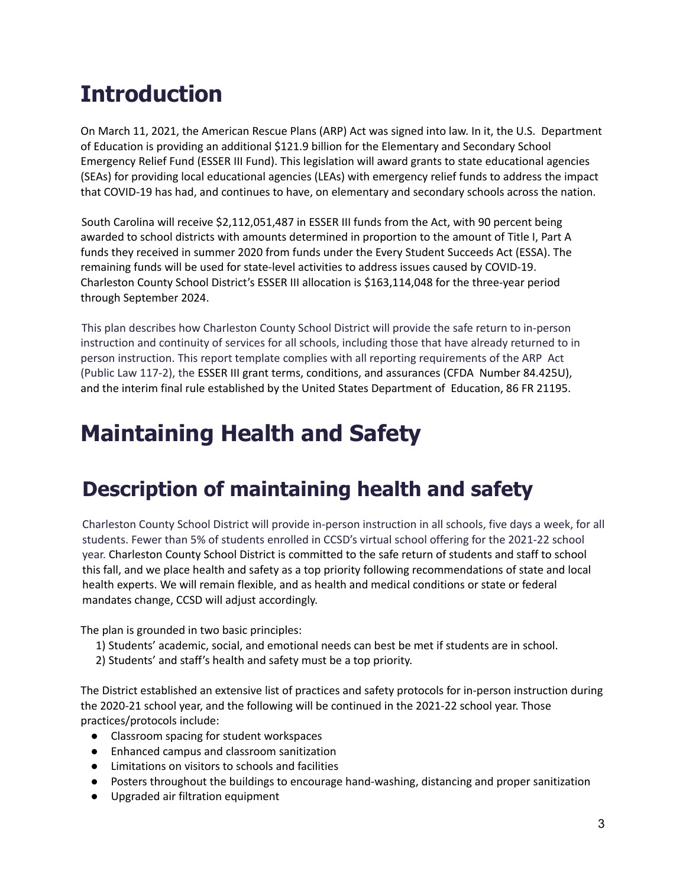# Introduction

On March 11, 2021, the American Rescue Plans (ARP) Act was signed into law. In it, the U.S. Department of Education is providing an additional $121.9 billion for the Elementary and Secondary School Emergency Relief Fund (ESSER III Fund). This legislation will award grants to state educational agencies (SEAs) for providing local educational agencies (LEAs) with emergency relief funds to address the impact that COVID-19 has had, and continues to have, on elementary and secondary schools across the nation.

South Carolina will receive $2,112,051,487 in ESSER III funds from the Act, with 90 percent being awarded to school districts with amounts determined in proportion to the amount of Title I, Part A funds they received in summer 2020 from funds under the Every Student Succeeds Act (ESSA). The remaining funds will be used for state-level activities to address issues caused by COVID-19. Charleston County School District's ESSER III allocation is $163,114,048 for the three-year period through September 2024.

This plan describes how Charleston County School District will provide the safe return to in-person instruction and continuity of services for all schools, including those that have already returned to in person instruction. This report template complies with all reporting requirements of the ARP Act (Public Law 117-2), the ESSER III grant terms, conditions, and assurances (CFDA Number 84.425U), and the interim final rule established by the United States Department of Education, 86 FR 21195.

# Maintaining Health and Safety

## Description of maintaining health and safety

Charleston County School District will provide in-person instruction in all schools, five days a week, for all students. Fewer than 5% of students enrolled in CCSD's virtual school offering for the 2021-22 school year. Charleston County School District is committed to the safe return of students and staff to school this fall, and we place health and safety as a top priority following recommendations of state and local health experts. We will remain flexible, and as health and medical conditions or state or federal mandates change, CCSD will adjust accordingly.

The plan is grounded in two basic principles:

1) Students' academic, social, and emotional needs can best be met if students are in school.
2) Students' and staff's health and safety must be a top priority.

The District established an extensive list of practices and safety protocols for in-person instruction during the 2020-21 school year, and the following will be continued in the 2021-22 school year. Those practices/protocols include:

- Classroom spacing for student workspaces
- Enhanced campus and classroom sanitization
- Limitations on visitors to schools and facilities
- Posters throughout the buildings to encourage hand-washing, distancing and proper sanitization
- Upgraded air filtration equipment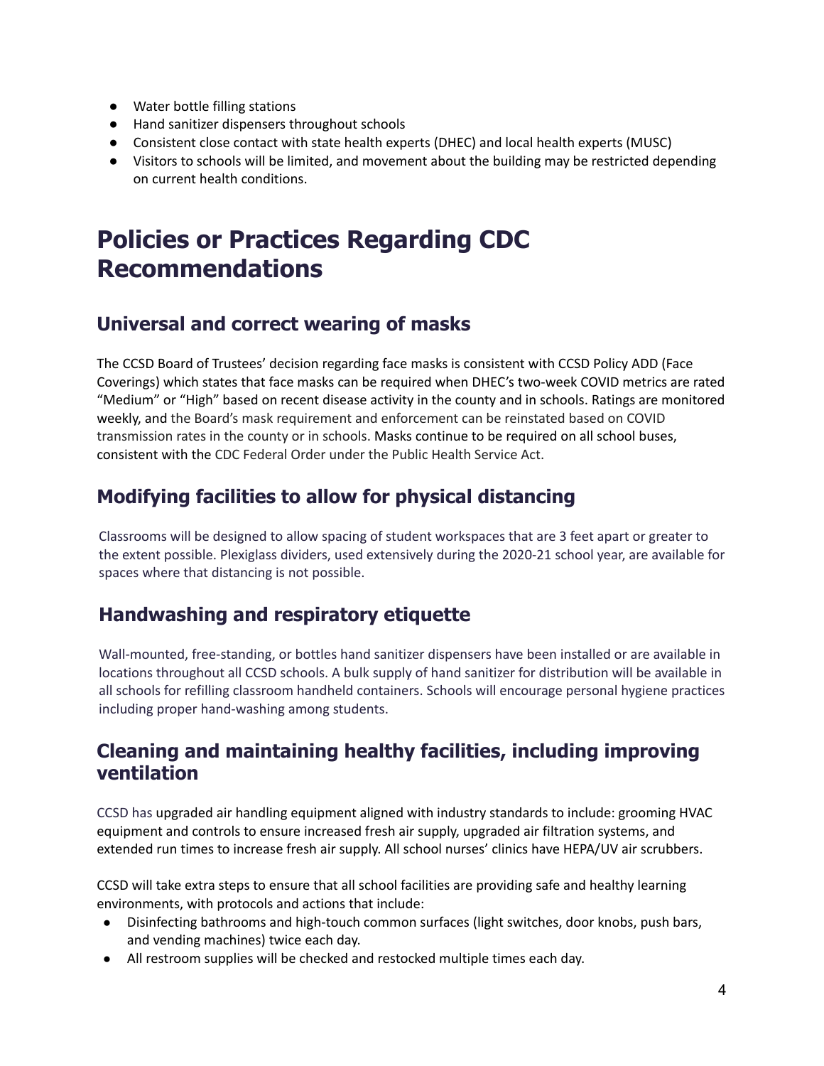- Water bottle filling stations
- Hand sanitizer dispensers throughout schools
- Consistent close contact with state health experts (DHEC) and local health experts (MUSC)
- Visitors to schools will be limited, and movement about the building may be restricted depending on current health conditions.

# Policies or Practices Regarding CDC Recommendations

## Universal and correct wearing of masks

The CCSD Board of Trustees' decision regarding face masks is consistent with CCSD Policy ADD (Face Coverings) which states that face masks can be required when DHEC's two-week COVID metrics are rated "Medium" or "High" based on recent disease activity in the county and in schools. Ratings are monitored weekly, and the Board's mask requirement and enforcement can be reinstated based on COVID transmission rates in the county or in schools. Masks continue to be required on all school buses, consistent with the CDC Federal Order under the Public Health Service Act.

## Modifying facilities to allow for physical distancing

Classrooms will be designed to allow spacing of student workspaces that are 3 feet apart or greater to the extent possible. Plexiglass dividers, used extensively during the 2020-21 school year, are available for spaces where that distancing is not possible.

## Handwashing and respiratory etiquette

Wall-mounted, free-standing, or bottles hand sanitizer dispensers have been installed or are available in locations throughout all CCSD schools. A bulk supply of hand sanitizer for distribution will be available in all schools for refilling classroom handheld containers. Schools will encourage personal hygiene practices including proper hand-washing among students.

## Cleaning and maintaining healthy facilities, including improving ventilation

CCSD has upgraded air handling equipment aligned with industry standards to include: grooming HVAC equipment and controls to ensure increased fresh air supply, upgraded air filtration systems, and extended run times to increase fresh air supply. All school nurses' clinics have HEPA/UV air scrubbers.

CCSD will take extra steps to ensure that all school facilities are providing safe and healthy learning environments, with protocols and actions that include:

- Disinfecting bathrooms and high-touch common surfaces (light switches, door knobs, push bars, and vending machines) twice each day.
- All restroom supplies will be checked and restocked multiple times each day.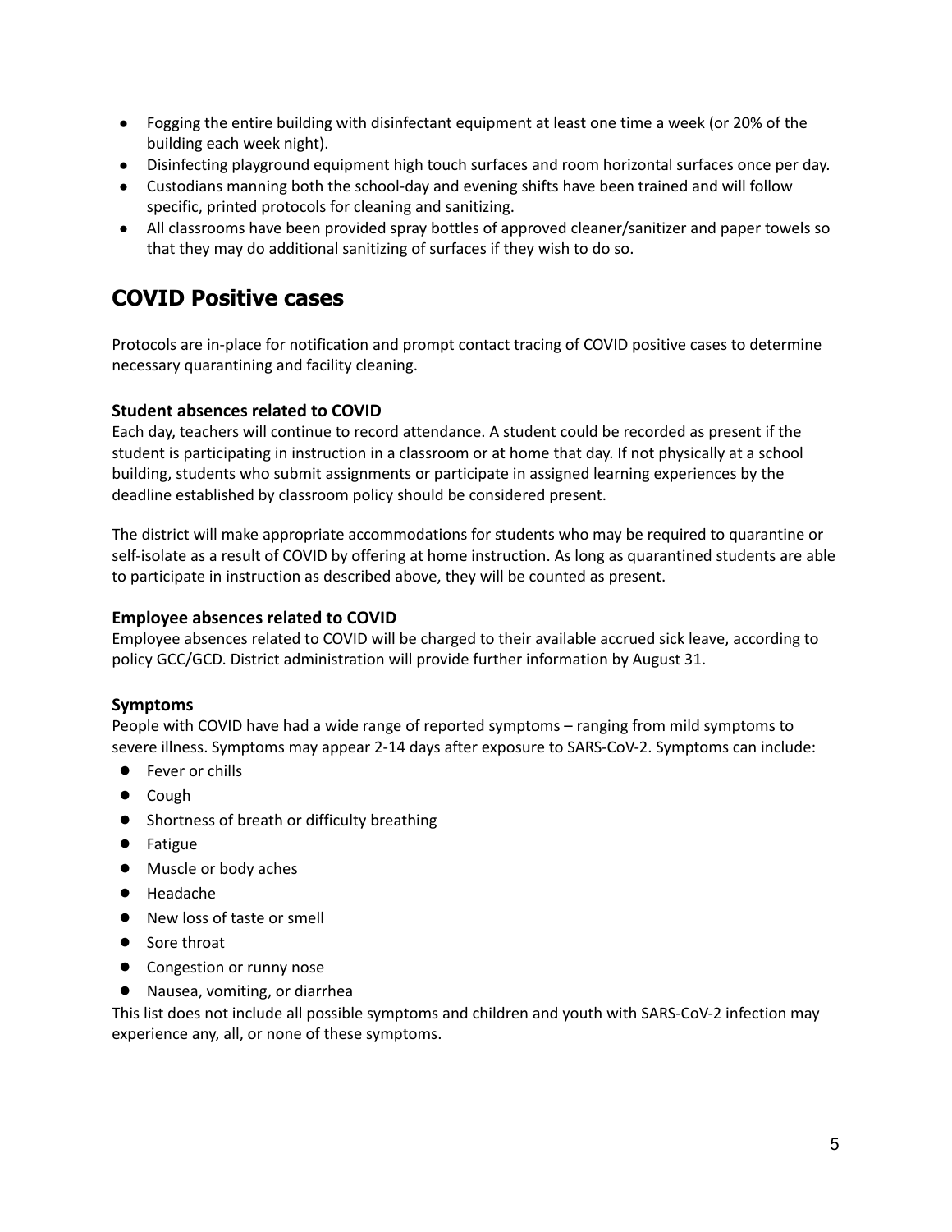- Fogging the entire building with disinfectant equipment at least one time a week (or 20% of the building each week night).
- Disinfecting playground equipment high touch surfaces and room horizontal surfaces once per day.
- Custodians manning both the school-day and evening shifts have been trained and will follow specific, printed protocols for cleaning and sanitizing.
- All classrooms have been provided spray bottles of approved cleaner/sanitizer and paper towels so that they may do additional sanitizing of surfaces if they wish to do so.

## COVID Positive cases

Protocols are in-place for notification and prompt contact tracing of COVID positive cases to determine necessary quarantining and facility cleaning.

### Student absences related to COVID

Each day, teachers will continue to record attendance. A student could be recorded as present if the student is participating in instruction in a classroom or at home that day. If not physically at a school building, students who submit assignments or participate in assigned learning experiences by the deadline established by classroom policy should be considered present.

The district will make appropriate accommodations for students who may be required to quarantine or self-isolate as a result of COVID by offering at home instruction. As long as quarantined students are able to participate in instruction as described above, they will be counted as present.

### Employee absences related to COVID

Employee absences related to COVID will be charged to their available accrued sick leave, according to policy GCC/GCD. District administration will provide further information by August 31.

### Symptoms

People with COVID have had a wide range of reported symptoms – ranging from mild symptoms to severe illness. Symptoms may appear 2-14 days after exposure to SARS-CoV-2. Symptoms can include:

- Fever or chills
- Cough
- Shortness of breath or difficulty breathing
- Fatigue
- Muscle or body aches
- Headache
- New loss of taste or smell
- Sore throat
- Congestion or runny nose
- Nausea, vomiting, or diarrhea

This list does not include all possible symptoms and children and youth with SARS-CoV-2 infection may experience any, all, or none of these symptoms.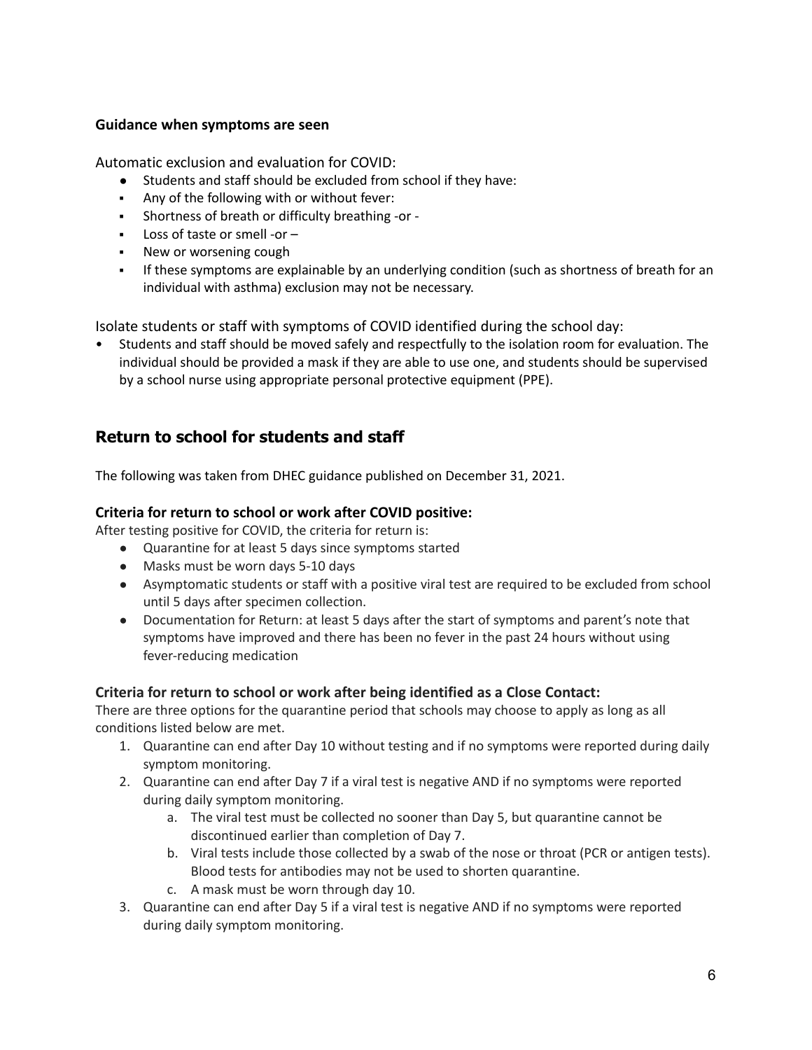**Guidance when symptoms are seen**

Automatic exclusion and evaluation for COVID:

- Students and staff should be excluded from school if they have:
- Any of the following with or without fever:
- Shortness of breath or difficulty breathing -or -
- Loss of taste or smell -or –
- New or worsening cough
- If these symptoms are explainable by an underlying condition (such as shortness of breath for an individual with asthma) exclusion may not be necessary.

Isolate students or staff with symptoms of COVID identified during the school day:

- Students and staff should be moved safely and respectfully to the isolation room for evaluation. The individual should be provided a mask if they are able to use one, and students should be supervised by a school nurse using appropriate personal protective equipment (PPE).

## Return to school for students and staff

The following was taken from DHEC guidance published on December 31, 2021.

### Criteria for return to school or work after COVID positive:

After testing positive for COVID, the criteria for return is:

- Quarantine for at least 5 days since symptoms started
- Masks must be worn days 5-10 days
- Asymptomatic students or staff with a positive viral test are required to be excluded from school until 5 days after specimen collection.
- Documentation for Return: at least 5 days after the start of symptoms and parent's note that symptoms have improved and there has been no fever in the past 24 hours without using fever-reducing medication

### Criteria for return to school or work after being identified as a Close Contact:

There are three options for the quarantine period that schools may choose to apply as long as all conditions listed below are met.

1. Quarantine can end after Day 10 without testing and if no symptoms were reported during daily symptom monitoring.
2. Quarantine can end after Day 7 if a viral test is negative AND if no symptoms were reported during daily symptom monitoring.
   a. The viral test must be collected no sooner than Day 5, but quarantine cannot be discontinued earlier than completion of Day 7.
   b. Viral tests include those collected by a swab of the nose or throat (PCR or antigen tests). Blood tests for antibodies may not be used to shorten quarantine.
   c. A mask must be worn through day 10.
3. Quarantine can end after Day 5 if a viral test is negative AND if no symptoms were reported during daily symptom monitoring.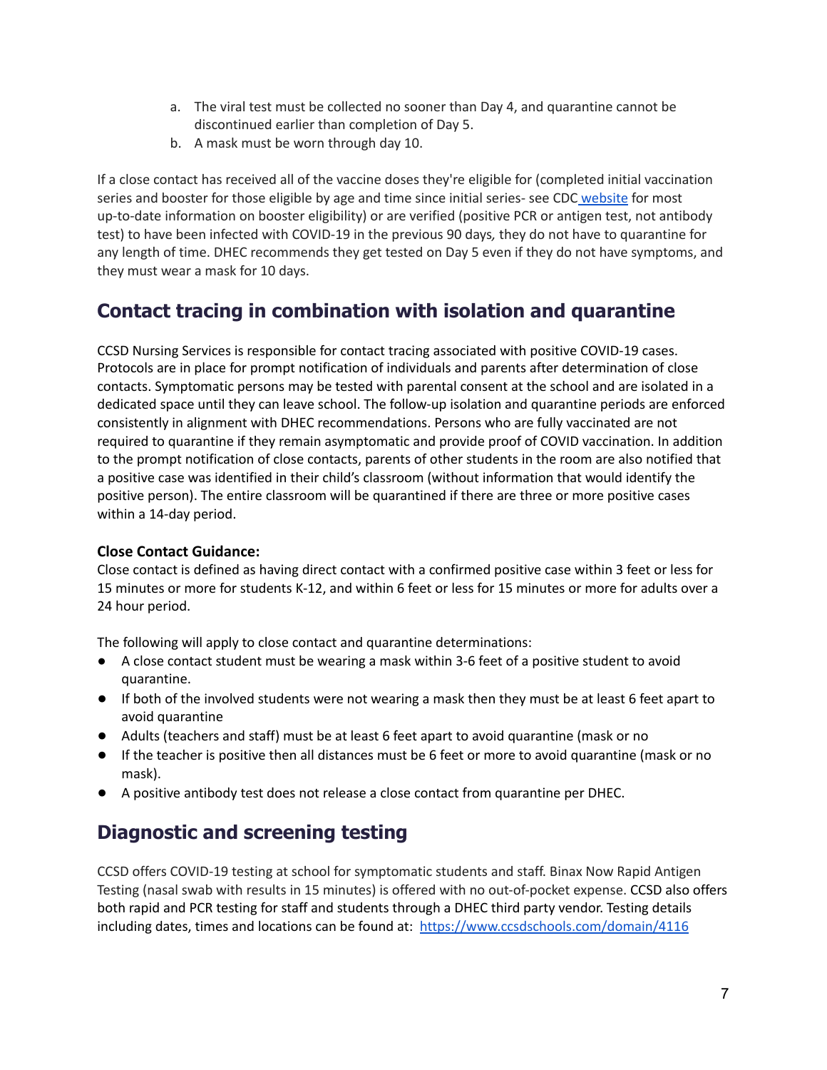a. The viral test must be collected no sooner than Day 4, and quarantine cannot be discontinued earlier than completion of Day 5.
b. A mask must be worn through day 10.

If a close contact has received all of the vaccine doses they're eligible for (completed initial vaccination series and booster for those eligible by age and time since initial series- see CDC website for most up-to-date information on booster eligibility) or are verified (positive PCR or antigen test, not antibody test) to have been infected with COVID-19 in the previous 90 days, they do not have to quarantine for any length of time. DHEC recommends they get tested on Day 5 even if they do not have symptoms, and they must wear a mask for 10 days.

## Contact tracing in combination with isolation and quarantine

CCSD Nursing Services is responsible for contact tracing associated with positive COVID-19 cases. Protocols are in place for prompt notification of individuals and parents after determination of close contacts. Symptomatic persons may be tested with parental consent at the school and are isolated in a dedicated space until they can leave school. The follow-up isolation and quarantine periods are enforced consistently in alignment with DHEC recommendations. Persons who are fully vaccinated are not required to quarantine if they remain asymptomatic and provide proof of COVID vaccination. In addition to the prompt notification of close contacts, parents of other students in the room are also notified that a positive case was identified in their child's classroom (without information that would identify the positive person). The entire classroom will be quarantined if there are three or more positive cases within a 14-day period.

**Close Contact Guidance:**
Close contact is defined as having direct contact with a confirmed positive case within 3 feet or less for 15 minutes or more for students K-12, and within 6 feet or less for 15 minutes or more for adults over a 24 hour period.

The following will apply to close contact and quarantine determinations:

- A close contact student must be wearing a mask within 3-6 feet of a positive student to avoid quarantine.
- If both of the involved students were not wearing a mask then they must be at least 6 feet apart to avoid quarantine
- Adults (teachers and staff) must be at least 6 feet apart to avoid quarantine (mask or no
- If the teacher is positive then all distances must be 6 feet or more to avoid quarantine (mask or no mask).
- A positive antibody test does not release a close contact from quarantine per DHEC.

## Diagnostic and screening testing

CCSD offers COVID-19 testing at school for symptomatic students and staff. Binax Now Rapid Antigen Testing (nasal swab with results in 15 minutes) is offered with no out-of-pocket expense. CCSD also offers both rapid and PCR testing for staff and students through a DHEC third party vendor. Testing details including dates, times and locations can be found at: https://www.ccsdschools.com/domain/4116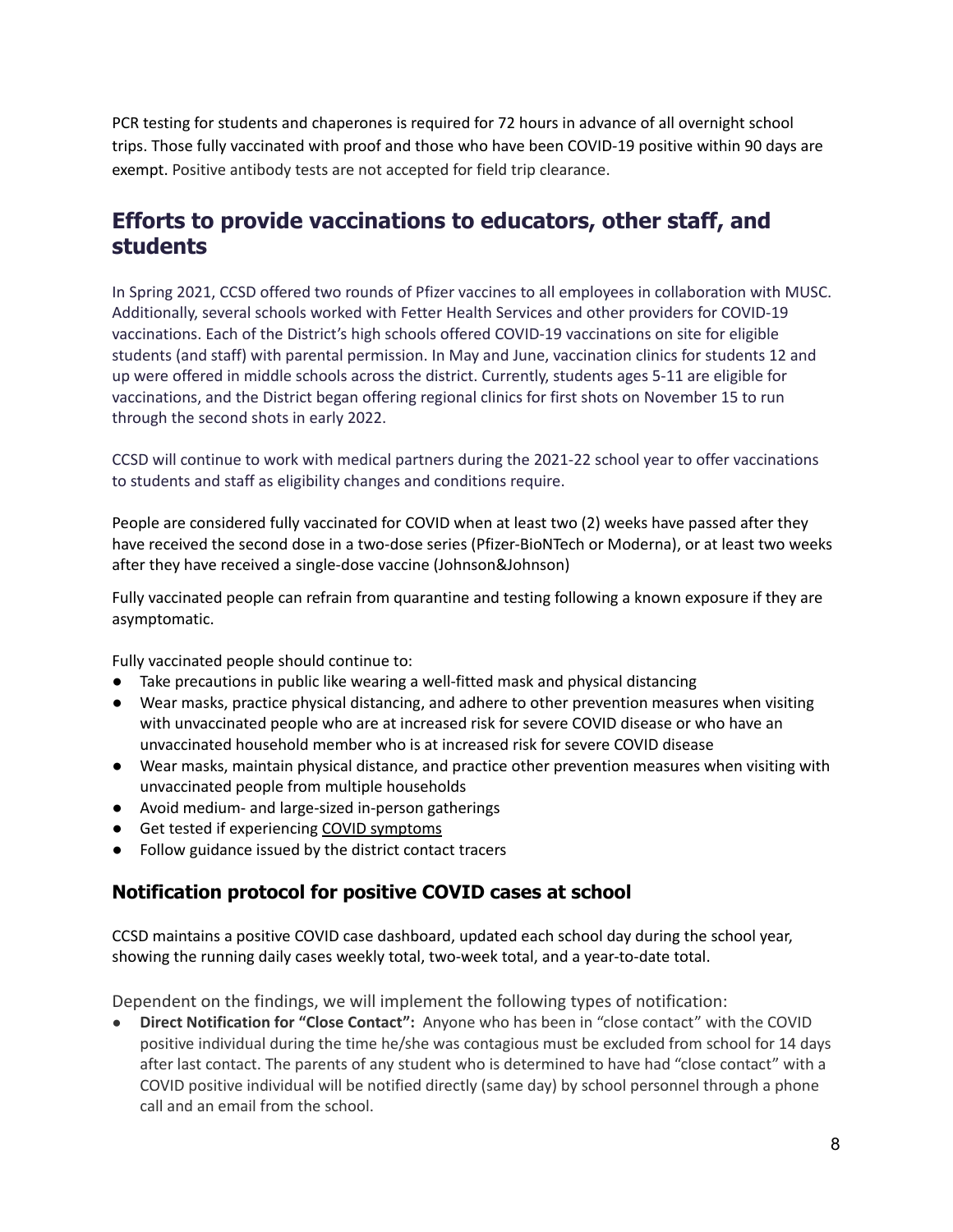PCR testing for students and chaperones is required for 72 hours in advance of all overnight school trips. Those fully vaccinated with proof and those who have been COVID-19 positive within 90 days are exempt. Positive antibody tests are not accepted for field trip clearance.

## Efforts to provide vaccinations to educators, other staff, and students

In Spring 2021, CCSD offered two rounds of Pfizer vaccines to all employees in collaboration with MUSC. Additionally, several schools worked with Fetter Health Services and other providers for COVID-19 vaccinations. Each of the District's high schools offered COVID-19 vaccinations on site for eligible students (and staff) with parental permission. In May and June, vaccination clinics for students 12 and up were offered in middle schools across the district. Currently, students ages 5-11 are eligible for vaccinations, and the District began offering regional clinics for first shots on November 15 to run through the second shots in early 2022.

CCSD will continue to work with medical partners during the 2021-22 school year to offer vaccinations to students and staff as eligibility changes and conditions require.

People are considered fully vaccinated for COVID when at least two (2) weeks have passed after they have received the second dose in a two-dose series (Pfizer-BioNTech or Moderna), or at least two weeks after they have received a single-dose vaccine (Johnson&Johnson)

Fully vaccinated people can refrain from quarantine and testing following a known exposure if they are asymptomatic.

Fully vaccinated people should continue to:

- Take precautions in public like wearing a well-fitted mask and physical distancing
- Wear masks, practice physical distancing, and adhere to other prevention measures when visiting with unvaccinated people who are at increased risk for severe COVID disease or who have an unvaccinated household member who is at increased risk for severe COVID disease
- Wear masks, maintain physical distance, and practice other prevention measures when visiting with unvaccinated people from multiple households
- Avoid medium- and large-sized in-person gatherings
- Get tested if experiencing COVID symptoms
- Follow guidance issued by the district contact tracers

### Notification protocol for positive COVID cases at school

CCSD maintains a positive COVID case dashboard, updated each school day during the school year, showing the running daily cases weekly total, two-week total, and a year-to-date total.

Dependent on the findings, we will implement the following types of notification:

- **Direct Notification for "Close Contact":** Anyone who has been in "close contact" with the COVID positive individual during the time he/she was contagious must be excluded from school for 14 days after last contact. The parents of any student who is determined to have had "close contact" with a COVID positive individual will be notified directly (same day) by school personnel through a phone call and an email from the school.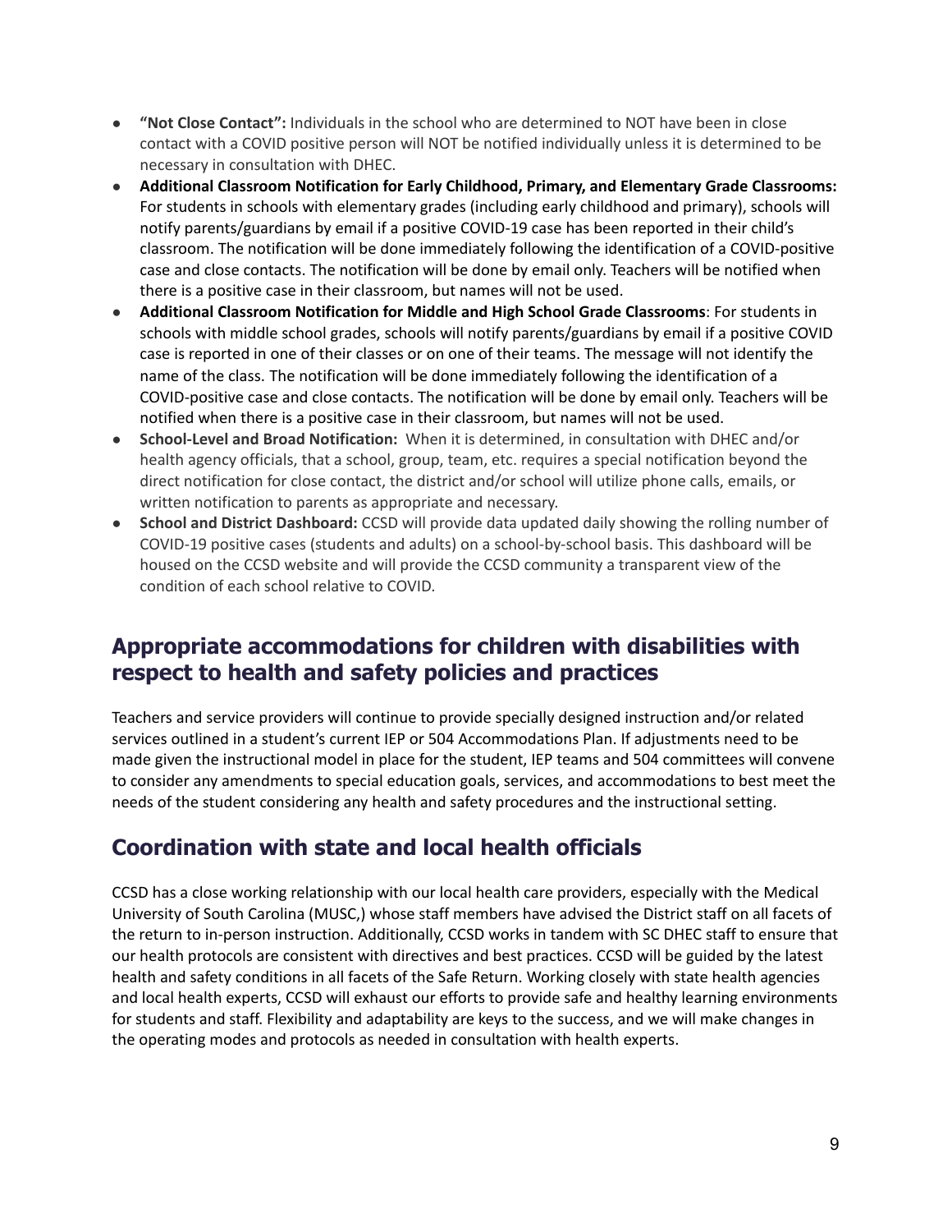- **"Not Close Contact":** Individuals in the school who are determined to NOT have been in close contact with a COVID positive person will NOT be notified individually unless it is determined to be necessary in consultation with DHEC.
- **Additional Classroom Notification for Early Childhood, Primary, and Elementary Grade Classrooms:** For students in schools with elementary grades (including early childhood and primary), schools will notify parents/guardians by email if a positive COVID-19 case has been reported in their child's classroom. The notification will be done immediately following the identification of a COVID-positive case and close contacts. The notification will be done by email only. Teachers will be notified when there is a positive case in their classroom, but names will not be used.
- **Additional Classroom Notification for Middle and High School Grade Classrooms**: For students in schools with middle school grades, schools will notify parents/guardians by email if a positive COVID case is reported in one of their classes or on one of their teams. The message will not identify the name of the class. The notification will be done immediately following the identification of a COVID-positive case and close contacts. The notification will be done by email only. Teachers will be notified when there is a positive case in their classroom, but names will not be used.
- **School-Level and Broad Notification:** When it is determined, in consultation with DHEC and/or health agency officials, that a school, group, team, etc. requires a special notification beyond the direct notification for close contact, the district and/or school will utilize phone calls, emails, or written notification to parents as appropriate and necessary.
- **School and District Dashboard:** CCSD will provide data updated daily showing the rolling number of COVID-19 positive cases (students and adults) on a school-by-school basis. This dashboard will be housed on the CCSD website and will provide the CCSD community a transparent view of the condition of each school relative to COVID.

## Appropriate accommodations for children with disabilities with respect to health and safety policies and practices

Teachers and service providers will continue to provide specially designed instruction and/or related services outlined in a student's current IEP or 504 Accommodations Plan. If adjustments need to be made given the instructional model in place for the student, IEP teams and 504 committees will convene to consider any amendments to special education goals, services, and accommodations to best meet the needs of the student considering any health and safety procedures and the instructional setting.

## Coordination with state and local health officials

CCSD has a close working relationship with our local health care providers, especially with the Medical University of South Carolina (MUSC,) whose staff members have advised the District staff on all facets of the return to in-person instruction. Additionally, CCSD works in tandem with SC DHEC staff to ensure that our health protocols are consistent with directives and best practices. CCSD will be guided by the latest health and safety conditions in all facets of the Safe Return. Working closely with state health agencies and local health experts, CCSD will exhaust our efforts to provide safe and healthy learning environments for students and staff. Flexibility and adaptability are keys to the success, and we will make changes in the operating modes and protocols as needed in consultation with health experts.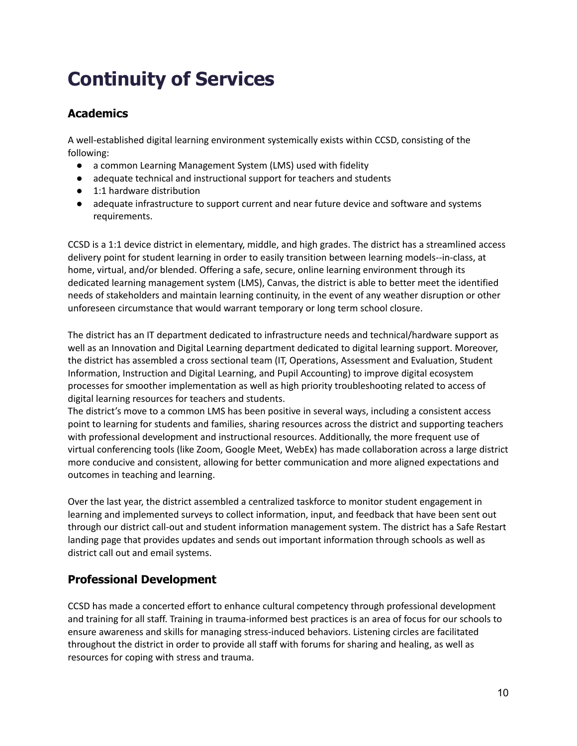# Continuity of Services

## Academics

A well-established digital learning environment systemically exists within CCSD, consisting of the following:

- a common Learning Management System (LMS) used with fidelity
- adequate technical and instructional support for teachers and students
- 1:1 hardware distribution
- adequate infrastructure to support current and near future device and software and systems requirements.

CCSD is a 1:1 device district in elementary, middle, and high grades. The district has a streamlined access delivery point for student learning in order to easily transition between learning models--in-class, at home, virtual, and/or blended. Offering a safe, secure, online learning environment through its dedicated learning management system (LMS), Canvas, the district is able to better meet the identified needs of stakeholders and maintain learning continuity, in the event of any weather disruption or other unforeseen circumstance that would warrant temporary or long term school closure.

The district has an IT department dedicated to infrastructure needs and technical/hardware support as well as an Innovation and Digital Learning department dedicated to digital learning support. Moreover, the district has assembled a cross sectional team (IT, Operations, Assessment and Evaluation, Student Information, Instruction and Digital Learning, and Pupil Accounting) to improve digital ecosystem processes for smoother implementation as well as high priority troubleshooting related to access of digital learning resources for teachers and students.

The district's move to a common LMS has been positive in several ways, including a consistent access point to learning for students and families, sharing resources across the district and supporting teachers with professional development and instructional resources. Additionally, the more frequent use of virtual conferencing tools (like Zoom, Google Meet, WebEx) has made collaboration across a large district more conducive and consistent, allowing for better communication and more aligned expectations and outcomes in teaching and learning.

Over the last year, the district assembled a centralized taskforce to monitor student engagement in learning and implemented surveys to collect information, input, and feedback that have been sent out through our district call-out and student information management system. The district has a Safe Restart landing page that provides updates and sends out important information through schools as well as district call out and email systems.

## Professional Development

CCSD has made a concerted effort to enhance cultural competency through professional development and training for all staff. Training in trauma-informed best practices is an area of focus for our schools to ensure awareness and skills for managing stress-induced behaviors. Listening circles are facilitated throughout the district in order to provide all staff with forums for sharing and healing, as well as resources for coping with stress and trauma.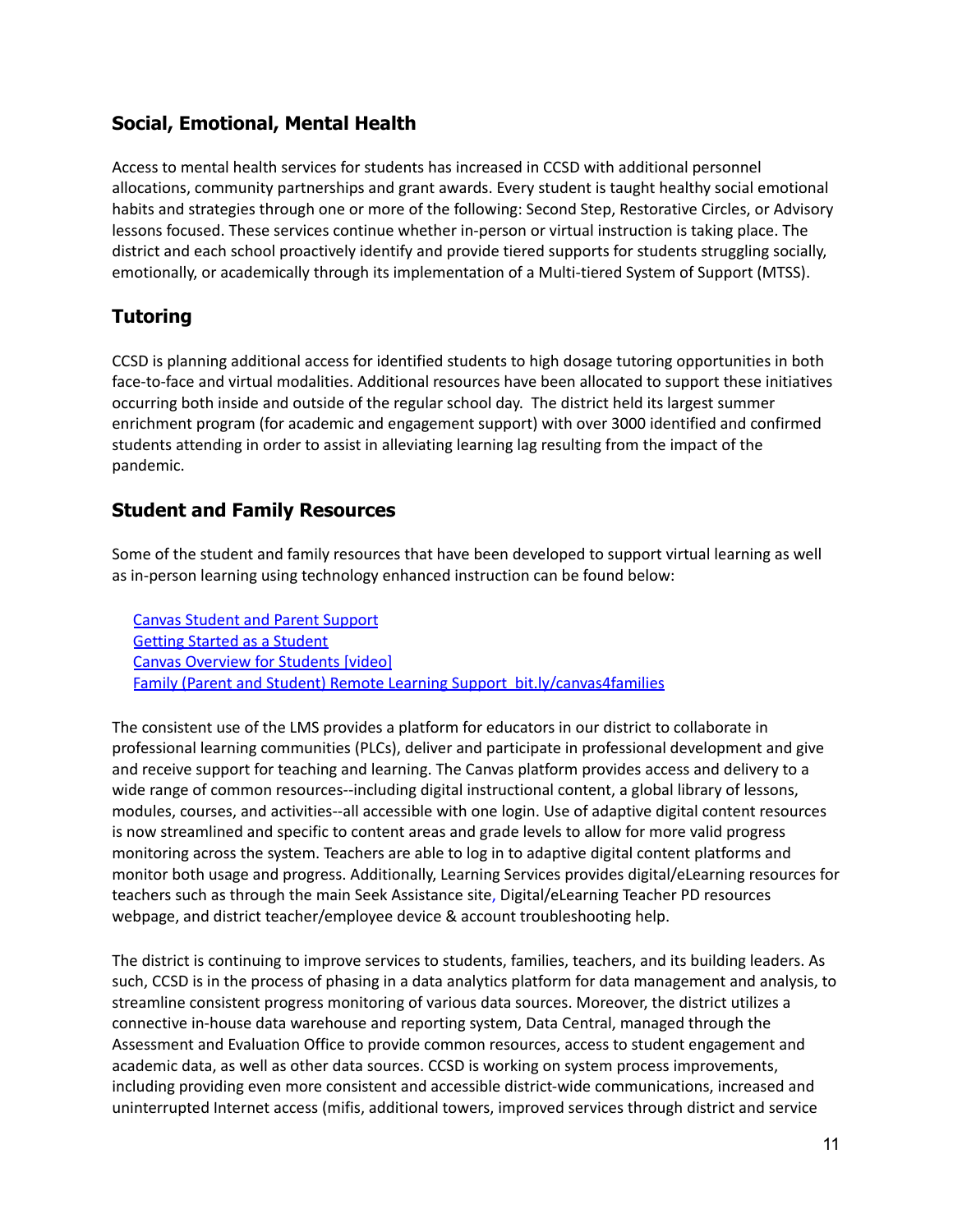## Social, Emotional, Mental Health

Access to mental health services for students has increased in CCSD with additional personnel allocations, community partnerships and grant awards. Every student is taught healthy social emotional habits and strategies through one or more of the following: Second Step, Restorative Circles, or Advisory lessons focused. These services continue whether in-person or virtual instruction is taking place. The district and each school proactively identify and provide tiered supports for students struggling socially, emotionally, or academically through its implementation of a Multi-tiered System of Support (MTSS).

## Tutoring

CCSD is planning additional access for identified students to high dosage tutoring opportunities in both face-to-face and virtual modalities. Additional resources have been allocated to support these initiatives occurring both inside and outside of the regular school day. The district held its largest summer enrichment program (for academic and engagement support) with over 3000 identified and confirmed students attending in order to assist in alleviating learning lag resulting from the impact of the pandemic.

## Student and Family Resources

Some of the student and family resources that have been developed to support virtual learning as well as in-person learning using technology enhanced instruction can be found below:

Canvas Student and Parent Support
Getting Started as a Student
Canvas Overview for Students [video]
Family (Parent and Student) Remote Learning Support bit.ly/canvas4families

The consistent use of the LMS provides a platform for educators in our district to collaborate in professional learning communities (PLCs), deliver and participate in professional development and give and receive support for teaching and learning. The Canvas platform provides access and delivery to a wide range of common resources--including digital instructional content, a global library of lessons, modules, courses, and activities--all accessible with one login. Use of adaptive digital content resources is now streamlined and specific to content areas and grade levels to allow for more valid progress monitoring across the system. Teachers are able to log in to adaptive digital content platforms and monitor both usage and progress. Additionally, Learning Services provides digital/eLearning resources for teachers such as through the main Seek Assistance site, Digital/eLearning Teacher PD resources webpage, and district teacher/employee device & account troubleshooting help.

The district is continuing to improve services to students, families, teachers, and its building leaders. As such, CCSD is in the process of phasing in a data analytics platform for data management and analysis, to streamline consistent progress monitoring of various data sources. Moreover, the district utilizes a connective in-house data warehouse and reporting system, Data Central, managed through the Assessment and Evaluation Office to provide common resources, access to student engagement and academic data, as well as other data sources. CCSD is working on system process improvements, including providing even more consistent and accessible district-wide communications, increased and uninterrupted Internet access (mifis, additional towers, improved services through district and service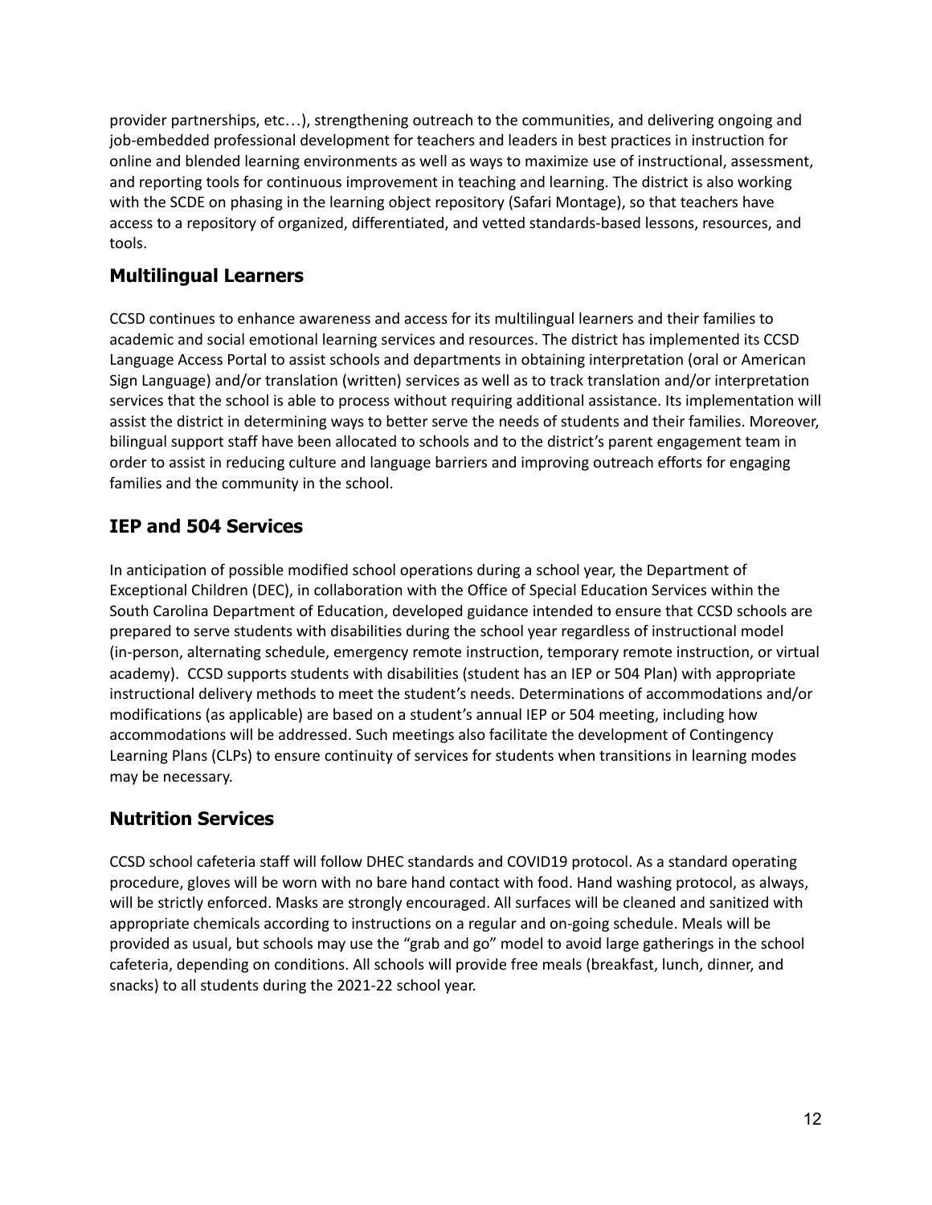provider partnerships, etc…), strengthening outreach to the communities, and delivering ongoing and job-embedded professional development for teachers and leaders in best practices in instruction for online and blended learning environments as well as ways to maximize use of instructional, assessment, and reporting tools for continuous improvement in teaching and learning. The district is also working with the SCDE on phasing in the learning object repository (Safari Montage), so that teachers have access to a repository of organized, differentiated, and vetted standards-based lessons, resources, and tools.

## Multilingual Learners

CCSD continues to enhance awareness and access for its multilingual learners and their families to academic and social emotional learning services and resources. The district has implemented its CCSD Language Access Portal to assist schools and departments in obtaining interpretation (oral or American Sign Language) and/or translation (written) services as well as to track translation and/or interpretation services that the school is able to process without requiring additional assistance. Its implementation will assist the district in determining ways to better serve the needs of students and their families. Moreover, bilingual support staff have been allocated to schools and to the district's parent engagement team in order to assist in reducing culture and language barriers and improving outreach efforts for engaging families and the community in the school.

## IEP and 504 Services

In anticipation of possible modified school operations during a school year, the Department of Exceptional Children (DEC), in collaboration with the Office of Special Education Services within the South Carolina Department of Education, developed guidance intended to ensure that CCSD schools are prepared to serve students with disabilities during the school year regardless of instructional model (in-person, alternating schedule, emergency remote instruction, temporary remote instruction, or virtual academy). CCSD supports students with disabilities (student has an IEP or 504 Plan) with appropriate instructional delivery methods to meet the student's needs. Determinations of accommodations and/or modifications (as applicable) are based on a student's annual IEP or 504 meeting, including how accommodations will be addressed. Such meetings also facilitate the development of Contingency Learning Plans (CLPs) to ensure continuity of services for students when transitions in learning modes may be necessary.

## Nutrition Services

CCSD school cafeteria staff will follow DHEC standards and COVID19 protocol. As a standard operating procedure, gloves will be worn with no bare hand contact with food. Hand washing protocol, as always, will be strictly enforced. Masks are strongly encouraged. All surfaces will be cleaned and sanitized with appropriate chemicals according to instructions on a regular and on-going schedule. Meals will be provided as usual, but schools may use the "grab and go" model to avoid large gatherings in the school cafeteria, depending on conditions. All schools will provide free meals (breakfast, lunch, dinner, and snacks) to all students during the 2021-22 school year.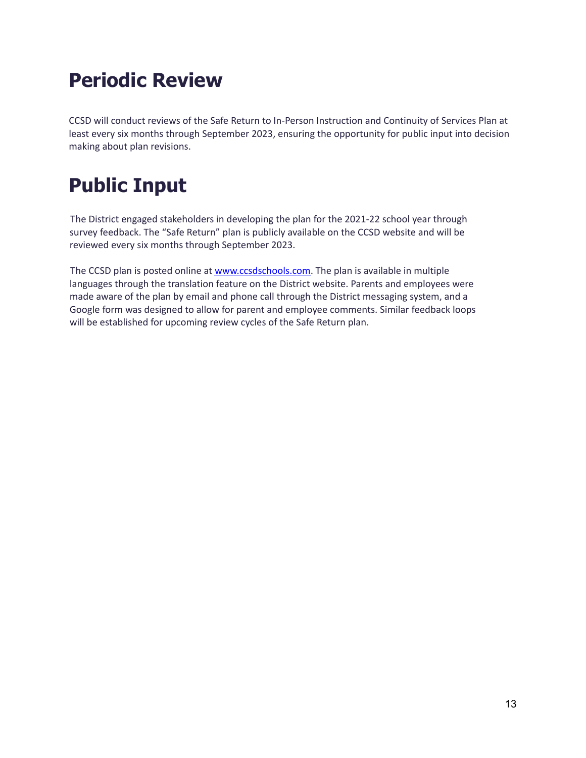# Periodic Review

CCSD will conduct reviews of the Safe Return to In-Person Instruction and Continuity of Services Plan at least every six months through September 2023, ensuring the opportunity for public input into decision making about plan revisions.

# Public Input

The District engaged stakeholders in developing the plan for the 2021-22 school year through survey feedback. The "Safe Return" plan is publicly available on the CCSD website and will be reviewed every six months through September 2023.

The CCSD plan is posted online at [www.ccsdschools.com](http://www.ccsdschools.com). The plan is available in multiple languages through the translation feature on the District website. Parents and employees were made aware of the plan by email and phone call through the District messaging system, and a Google form was designed to allow for parent and employee comments. Similar feedback loops will be established for upcoming review cycles of the Safe Return plan.